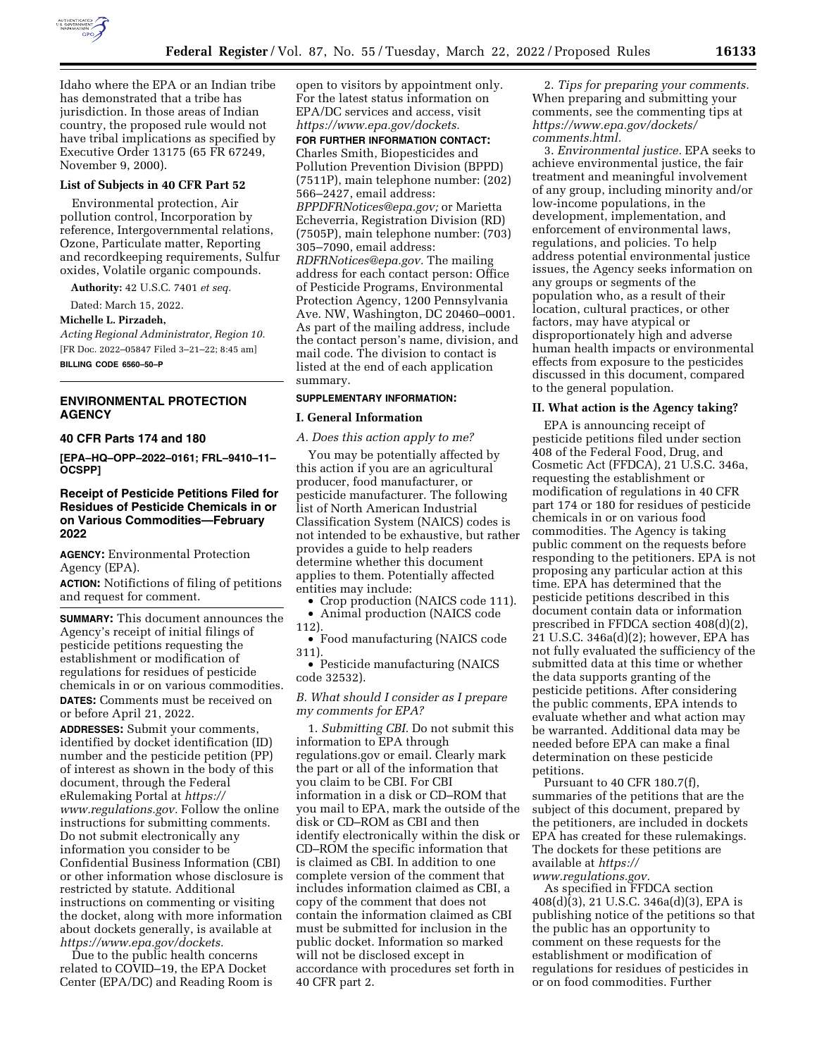Idaho where the EPA or an Indian tribe has demonstrated that a tribe has jurisdiction. In those areas of Indian country, the proposed rule would not have tribal implications as specified by Executive Order 13175 (65 FR 67249, November 9, 2000).

### List of Subjects in 40 CFR Part 52

Environmental protection, Air pollution control, Incorporation by reference, Intergovernmental relations, Ozone, Particulate matter, Reporting and recordkeeping requirements, Sulfur oxides, Volatile organic compounds.

**Authority:** 42 U.S.C. 7401 *et seq.*

Dated: March 15, 2022.

**Michelle L. Pirzadeh,**

*Acting Regional Administrator, Region 10.*

[FR Doc. 2022–05847 Filed 3–21–22; 8:45 am]

**BILLING CODE 6560–50–P**

---

## ENVIRONMENTAL PROTECTION AGENCY

### 40 CFR Parts 174 and 180

**[EPA–HQ–OPP–2022–0161; FRL–9410–11–OCSPP]**

## Receipt of Pesticide Petitions Filed for Residues of Pesticide Chemicals in or on Various Commodities—February 2022

**AGENCY:** Environmental Protection Agency (EPA).

**ACTION:** Notifictions of filing of petitions and request for comment.

**SUMMARY:** This document announces the Agency's receipt of initial filings of pesticide petitions requesting the establishment or modification of regulations for residues of pesticide chemicals in or on various commodities.

**DATES:** Comments must be received on or before April 21, 2022.

**ADDRESSES:** Submit your comments, identified by docket identification (ID) number and the pesticide petition (PP) of interest as shown in the body of this document, through the Federal eRulemaking Portal at *https://www.regulations.gov.* Follow the online instructions for submitting comments. Do not submit electronically any information you consider to be Confidential Business Information (CBI) or other information whose disclosure is restricted by statute. Additional instructions on commenting or visiting the docket, along with more information about dockets generally, is available at *https://www.epa.gov/dockets.*

Due to the public health concerns related to COVID–19, the EPA Docket Center (EPA/DC) and Reading Room is open to visitors by appointment only. For the latest status information on EPA/DC services and access, visit *https://www.epa.gov/dockets.*

**FOR FURTHER INFORMATION CONTACT:** Charles Smith, Biopesticides and Pollution Prevention Division (BPPD) (7511P), main telephone number: (202) 566–2427, email address: *BPPDFRNotices@epa.gov;* or Marietta Echeverria, Registration Division (RD) (7505P), main telephone number: (703) 305–7090, email address: *RDFRNotices@epa.gov.* The mailing address for each contact person: Office of Pesticide Programs, Environmental Protection Agency, 1200 Pennsylvania Ave. NW, Washington, DC 20460–0001. As part of the mailing address, include the contact person's name, division, and mail code. The division to contact is listed at the end of each application summary.

**SUPPLEMENTARY INFORMATION:**

### I. General Information

*A. Does this action apply to me?*

You may be potentially affected by this action if you are an agricultural producer, food manufacturer, or pesticide manufacturer. The following list of North American Industrial Classification System (NAICS) codes is not intended to be exhaustive, but rather provides a guide to help readers determine whether this document applies to them. Potentially affected entities may include:

- Crop production (NAICS code 111).
- Animal production (NAICS code 112).
- Food manufacturing (NAICS code 311).
- Pesticide manufacturing (NAICS code 32532).

*B. What should I consider as I prepare my comments for EPA?*

1. *Submitting CBI.* Do not submit this information to EPA through regulations.gov or email. Clearly mark the part or all of the information that you claim to be CBI. For CBI information in a disk or CD–ROM that you mail to EPA, mark the outside of the disk or CD–ROM as CBI and then identify electronically within the disk or CD–ROM the specific information that is claimed as CBI. In addition to one complete version of the comment that includes information claimed as CBI, a copy of the comment that does not contain the information claimed as CBI must be submitted for inclusion in the public docket. Information so marked will not be disclosed except in accordance with procedures set forth in 40 CFR part 2.

2. *Tips for preparing your comments.* When preparing and submitting your comments, see the commenting tips at *https://www.epa.gov/dockets/comments.html.*

3. *Environmental justice.* EPA seeks to achieve environmental justice, the fair treatment and meaningful involvement of any group, including minority and/or low-income populations, in the development, implementation, and enforcement of environmental laws, regulations, and policies. To help address potential environmental justice issues, the Agency seeks information on any groups or segments of the population who, as a result of their location, cultural practices, or other factors, may have atypical or disproportionately high and adverse human health impacts or environmental effects from exposure to the pesticides discussed in this document, compared to the general population.

### II. What action is the Agency taking?

EPA is announcing receipt of pesticide petitions filed under section 408 of the Federal Food, Drug, and Cosmetic Act (FFDCA), 21 U.S.C. 346a, requesting the establishment or modification of regulations in 40 CFR part 174 or 180 for residues of pesticide chemicals in or on various food commodities. The Agency is taking public comment on the requests before responding to the petitioners. EPA is not proposing any particular action at this time. EPA has determined that the pesticide petitions described in this document contain data or information prescribed in FFDCA section 408(d)(2), 21 U.S.C. 346a(d)(2); however, EPA has not fully evaluated the sufficiency of the submitted data at this time or whether the data supports granting of the pesticide petitions. After considering the public comments, EPA intends to evaluate whether and what action may be warranted. Additional data may be needed before EPA can make a final determination on these pesticide petitions.

Pursuant to 40 CFR 180.7(f), summaries of the petitions that are the subject of this document, prepared by the petitioners, are included in dockets EPA has created for these rulemakings. The dockets for these petitions are available at *https://www.regulations.gov.*

As specified in FFDCA section 408(d)(3), 21 U.S.C. 346a(d)(3), EPA is publishing notice of the petitions so that the public has an opportunity to comment on these requests for the establishment or modification of regulations for residues of pesticides in or on food commodities. Further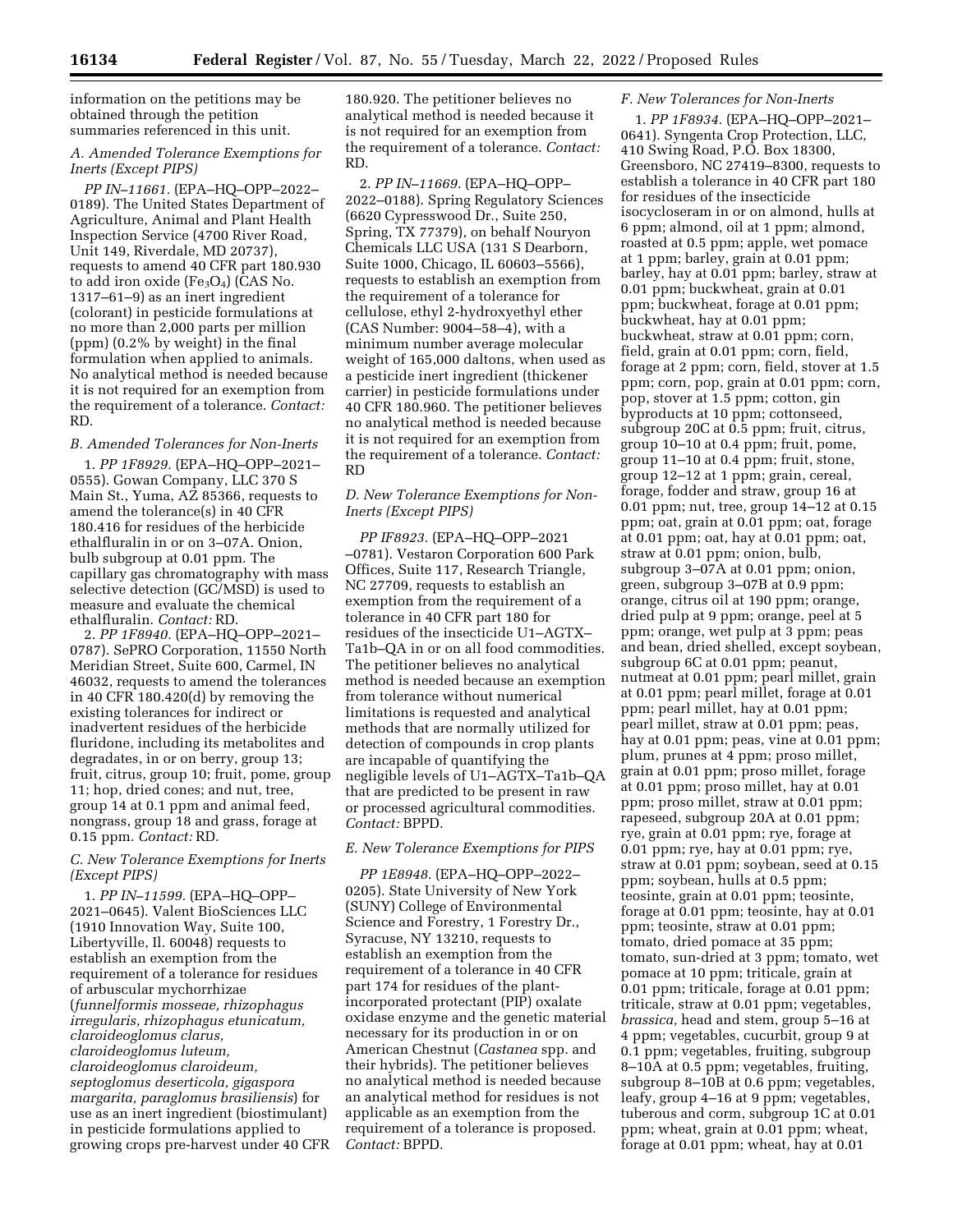information on the petitions may be obtained through the petition summaries referenced in this unit.

### A. Amended Tolerance Exemptions for Inerts (Except PIPS)

*PP IN–11661.* (EPA–HQ–OPP–2022–0189). The United States Department of Agriculture, Animal and Plant Health Inspection Service (4700 River Road, Unit 149, Riverdale, MD 20737), requests to amend 40 CFR part 180.930 to add iron oxide ($Fe_3O_4$) (CAS No. 1317–61–9) as an inert ingredient (colorant) in pesticide formulations at no more than 2,000 parts per million (ppm) (0.2% by weight) in the final formulation when applied to animals. No analytical method is needed because it is not required for an exemption from the requirement of a tolerance. *Contact:* RD.

### B. Amended Tolerances for Non-Inerts

1. *PP 1F8929.* (EPA–HQ–OPP–2021–0555). Gowan Company, LLC 370 S Main St., Yuma, AZ 85366, requests to amend the tolerance(s) in 40 CFR 180.416 for residues of the herbicide ethalfluralin in or on 3–07A. Onion, bulb subgroup at 0.01 ppm. The capillary gas chromatography with mass selective detection (GC/MSD) is used to measure and evaluate the chemical ethalfluralin. *Contact:* RD.

2. *PP 1F8940.* (EPA–HQ–OPP–2021–0787). SePRO Corporation, 11550 North Meridian Street, Suite 600, Carmel, IN 46032, requests to amend the tolerances in 40 CFR 180.420(d) by removing the existing tolerances for indirect or inadvertent residues of the herbicide fluridone, including its metabolites and degradates, in or on berry, group 13; fruit, citrus, group 10; fruit, pome, group 11; hop, dried cones; and nut, tree, group 14 at 0.1 ppm and animal feed, nongrass, group 18 and grass, forage at 0.15 ppm. *Contact:* RD.

### C. New Tolerance Exemptions for Inerts (Except PIPS)

1. *PP IN–11599.* (EPA–HQ–OPP–2021–0645). Valent BioSciences LLC (1910 Innovation Way, Suite 100, Libertyville, Il. 60048) requests to establish an exemption from the requirement of a tolerance for residues of arbuscular mychorrhizae (*funnelformis mosseae, rhizophagus irregularis, rhizophagus etunicatum, claroideoglomus clarus, claroideoglomus luteum, claroideoglomus claroideum, septoglomus deserticola, gigaspora margarita, paraglomus brasiliensis*) for use as an inert ingredient (biostimulant) in pesticide formulations applied to growing crops pre-harvest under 40 CFR 180.920. The petitioner believes no analytical method is needed because it is not required for an exemption from the requirement of a tolerance. *Contact:* RD.

2. *PP IN–11669.* (EPA–HQ–OPP–2022–0188). Spring Regulatory Sciences (6620 Cypresswood Dr., Suite 250, Spring, TX 77379), on behalf Nouryon Chemicals LLC USA (131 S Dearborn, Suite 1000, Chicago, IL 60603–5566), requests to establish an exemption from the requirement of a tolerance for cellulose, ethyl 2-hydroxyethyl ether (CAS Number: 9004–58–4), with a minimum number average molecular weight of 165,000 daltons, when used as a pesticide inert ingredient (thickener carrier) in pesticide formulations under 40 CFR 180.960. The petitioner believes no analytical method is needed because it is not required for an exemption from the requirement of a tolerance. *Contact:* RD

### D. New Tolerance Exemptions for Non-Inerts (Except PIPS)

*PP IF8923.* (EPA–HQ–OPP–2021 –0781). Vestaron Corporation 600 Park Offices, Suite 117, Research Triangle, NC 27709, requests to establish an exemption from the requirement of a tolerance in 40 CFR part 180 for residues of the insecticide U1–AGTX–Ta1b–QA in or on all food commodities. The petitioner believes no analytical method is needed because an exemption from tolerance without numerical limitations is requested and analytical methods that are normally utilized for detection of compounds in crop plants are incapable of quantifying the negligible levels of U1–AGTX–Ta1b–QA that are predicted to be present in raw or processed agricultural commodities. *Contact:* BPPD.

### E. New Tolerance Exemptions for PIPS

*PP 1E8948.* (EPA–HQ–OPP–2022–0205). State University of New York (SUNY) College of Environmental Science and Forestry, 1 Forestry Dr., Syracuse, NY 13210, requests to establish an exemption from the requirement of a tolerance in 40 CFR part 174 for residues of the plant-incorporated protectant (PIP) oxalate oxidase enzyme and the genetic material necessary for its production in or on American Chestnut (*Castanea* spp. and their hybrids). The petitioner believes no analytical method is needed because an analytical method for residues is not applicable as an exemption from the requirement of a tolerance is proposed. *Contact:* BPPD.

### F. New Tolerances for Non-Inerts

1. *PP 1F8934.* (EPA–HQ–OPP–2021–0641). Syngenta Crop Protection, LLC, 410 Swing Road, P.O. Box 18300, Greensboro, NC 27419–8300, requests to establish a tolerance in 40 CFR part 180 for residues of the insecticide isocycloseram in or on almond, hulls at 6 ppm; almond, oil at 1 ppm; almond, roasted at 0.5 ppm; apple, wet pomace at 1 ppm; barley, grain at 0.01 ppm; barley, hay at 0.01 ppm; barley, straw at 0.01 ppm; buckwheat, grain at 0.01 ppm; buckwheat, forage at 0.01 ppm; buckwheat, hay at 0.01 ppm; buckwheat, straw at 0.01 ppm; corn, field, grain at 0.01 ppm; corn, field, forage at 2 ppm; corn, field, stover at 1.5 ppm; corn, pop, grain at 0.01 ppm; corn, pop, stover at 1.5 ppm; cotton, gin byproducts at 10 ppm; cottonseed, subgroup 20C at 0.5 ppm; fruit, citrus, group 10–10 at 0.4 ppm; fruit, pome, group 11–10 at 0.4 ppm; fruit, stone, group 12–12 at 1 ppm; grain, cereal, forage, fodder and straw, group 16 at 0.01 ppm; nut, tree, group 14–12 at 0.15 ppm; oat, grain at 0.01 ppm; oat, forage at 0.01 ppm; oat, hay at 0.01 ppm; oat, straw at 0.01 ppm; onion, bulb, subgroup 3–07A at 0.01 ppm; onion, green, subgroup 3–07B at 0.9 ppm; orange, citrus oil at 190 ppm; orange, dried pulp at 9 ppm; orange, peel at 5 ppm; orange, wet pulp at 3 ppm; peas and bean, dried shelled, except soybean, subgroup 6C at 0.01 ppm; peanut, nutmeat at 0.01 ppm; pearl millet, grain at 0.01 ppm; pearl millet, forage at 0.01 ppm; pearl millet, hay at 0.01 ppm; pearl millet, straw at 0.01 ppm; peas, hay at 0.01 ppm; peas, vine at 0.01 ppm; plum, prunes at 4 ppm; proso millet, grain at 0.01 ppm; proso millet, forage at 0.01 ppm; proso millet, hay at 0.01 ppm; proso millet, straw at 0.01 ppm; rapeseed, subgroup 20A at 0.01 ppm; rye, grain at 0.01 ppm; rye, forage at 0.01 ppm; rye, hay at 0.01 ppm; rye, straw at 0.01 ppm; soybean, seed at 0.15 ppm; soybean, hulls at 0.5 ppm; teosinte, grain at 0.01 ppm; teosinte, forage at 0.01 ppm; teosinte, hay at 0.01 ppm; teosinte, straw at 0.01 ppm; tomato, dried pomace at 35 ppm; tomato, sun-dried at 3 ppm; tomato, wet pomace at 10 ppm; triticale, grain at 0.01 ppm; triticale, forage at 0.01 ppm; triticale, straw at 0.01 ppm; vegetables, *brassica,* head and stem, group 5–16 at 4 ppm; vegetables, cucurbit, group 9 at 0.1 ppm; vegetables, fruiting, subgroup 8–10A at 0.5 ppm; vegetables, fruiting, subgroup 8–10B at 0.6 ppm; vegetables, leafy, group 4–16 at 9 ppm; vegetables, tuberous and corm, subgroup 1C at 0.01 ppm; wheat, grain at 0.01 ppm; wheat, forage at 0.01 ppm; wheat, hay at 0.01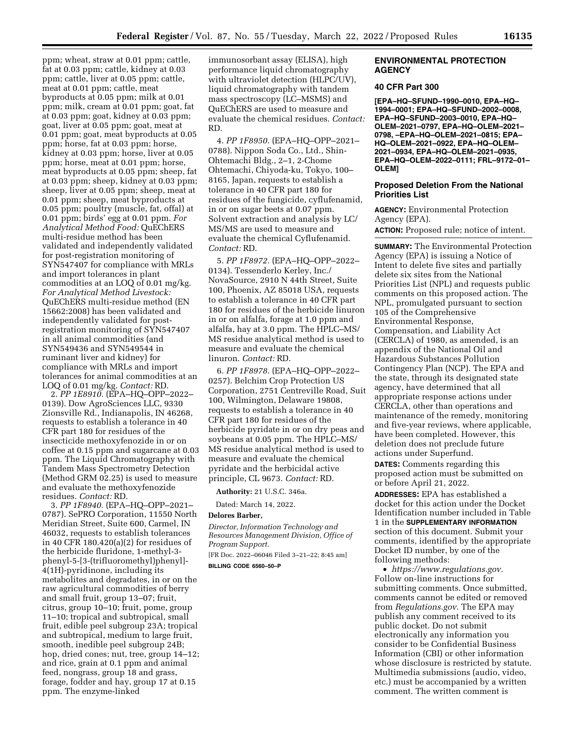ppm; wheat, straw at 0.01 ppm; cattle, fat at 0.03 ppm; cattle, kidney at 0.03 ppm; cattle, liver at 0.05 ppm; cattle, meat at 0.01 ppm; cattle, meat byproducts at 0.05 ppm; milk at 0.01 ppm; milk, cream at 0.01 ppm; goat, fat at 0.03 ppm; goat, kidney at 0.03 ppm; goat, liver at 0.05 ppm; goat, meat at 0.01 ppm; goat, meat byproducts at 0.05 ppm; horse, fat at 0.03 ppm; horse, kidney at 0.03 ppm; horse, liver at 0.05 ppm; horse, meat at 0.01 ppm; horse, meat byproducts at 0.05 ppm; sheep, fat at 0.03 ppm; sheep, kidney at 0.03 ppm; sheep, liver at 0.05 ppm; sheep, meat at 0.01 ppm; sheep, meat byproducts at 0.05 ppm; poultry (muscle, fat, offal) at 0.01 ppm; birds' egg at 0.01 ppm. *For Analytical Method Food:* QuEChERS multi-residue method has been validated and independently validated for post-registration monitoring of SYN547407 for compliance with MRLs and import tolerances in plant commodities at an LOQ of 0.01 mg/kg. *For Analytical Method Livestock:* QuEChERS multi-residue method (EN 15662:2008) has been validated and independently validated for post-registration monitoring of SYN547407 in all animal commodities (and SYN549436 and SYN549544 in ruminant liver and kidney) for compliance with MRLs and import tolerances for animal commodities at an LOQ of 0.01 mg/kg. *Contact:* RD.

2. *PP 1E8910.* (EPA–HQ–OPP–2022–0139). Dow AgroSciences LLC, 9330 Zionsville Rd., Indianapolis, IN 46268, requests to establish a tolerance in 40 CFR part 180 for residues of the insecticide methoxyfenozide in or on coffee at 0.15 ppm and sugarcane at 0.03 ppm. The Liquid Chromatography with Tandem Mass Spectrometry Detection (Method GRM 02.25) is used to measure and evaluate the methoxyfenozide residues. *Contact:* RD.

3. *PP 1F8940.* (EPA–HQ–OPP–2021–0787). SePRO Corporation, 11550 North Meridian Street, Suite 600, Carmel, IN 46032, requests to establish tolerances in 40 CFR 180.420(a)(2) for residues of the herbicide fluridone, 1-methyl-3-phenyl-5-[3-(trifluoromethyl)phenyl]-4(1H)-pyridinone, including its metabolites and degradates, in or on the raw agricultural commodities of berry and small fruit, group 13–07; fruit, citrus, group 10–10; fruit, pome, group 11–10; tropical and subtropical, small fruit, edible peel subgroup 23A; tropical and subtropical, medium to large fruit, smooth, inedible peel subgroup 24B; hop, dried cones; nut, tree, group 14–12; and rice, grain at 0.1 ppm and animal feed, nongrass, group 18 and grass, forage, fodder and hay, group 17 at 0.15 ppm. The enzyme-linked immunosorbant assay (ELISA), high performance liquid chromatography with ultraviolet detection (HLPC/UV), liquid chromatography with tandem mass spectroscopy (LC–MSMS) and QuEChERS are used to measure and evaluate the chemical residues. *Contact:* RD.

4. *PP 1F8950.* (EPA–HQ–OPP–2021–0788). Nippon Soda Co., Ltd., Shin-Ohtemachi Bldg., 2–1, 2-Chome Ohtemachi, Chiyoda-ku, Tokyo, 100–8165, Japan, requests to establish a tolerance in 40 CFR part 180 for residues of the fungicide, cyflufenamid, in or on sugar beets at 0.07 ppm. Solvent extraction and analysis by LC/MS/MS are used to measure and evaluate the chemical Cyflufenamid. *Contact:* RD.

5. *PP 1F8972.* (EPA–HQ–OPP–2022–0134). Tessenderlo Kerley, Inc./NovaSource, 2910 N 44th Street, Suite 100, Phoenix, AZ 85018 USA, requests to establish a tolerance in 40 CFR part 180 for residues of the herbicide linuron in or on alfalfa, forage at 1.0 ppm and alfalfa, hay at 3.0 ppm. The HPLC–MS/MS residue analytical method is used to measure and evaluate the chemical linuron. *Contact:* RD.

6. *PP 1F8978.* (EPA–HQ–OPP–2022–0257). Belchim Crop Protection US Corporation, 2751 Centreville Road, Suit 100, Wilmington, Delaware 19808, requests to establish a tolerance in 40 CFR part 180 for residues of the herbicide pyridate in or on dry peas and soybeans at 0.05 ppm. The HPLC–MS/MS residue analytical method is used to measure and evaluate the chemical pyridate and the herbicidal active principle, CL 9673. *Contact:* RD.

**Authority:** 21 U.S.C. 346a.

Dated: March 14, 2022.

**Delores Barber,**

*Director, Information Technology and Resources Management Division, Office of Program Support.*

[FR Doc. 2022–06046 Filed 3–21–22; 8:45 am]

**BILLING CODE 6560–50–P**

## ENVIRONMENTAL PROTECTION AGENCY

### 40 CFR Part 300

**[EPA–HQ–SFUND–1990–0010, EPA–HQ–1994–0001; EPA–HQ–SFUND–2002–0008, EPA–HQ–SFUND–2003–0010, EPA–HQ–OLEM–2021–0797, EPA–HQ–OLEM–2021–0798, –EPA–HQ–OLEM–2021–0815; EPA–HQ–OLEM–2021–0922, EPA–HQ–OLEM–2021–0934, EPA–HQ–OLEM–2021–0935, EPA–HQ–OLEM–2022–0111; FRL–9172–01–OLEM]**

### Proposed Deletion From the National Priorities List

**AGENCY:** Environmental Protection Agency (EPA).

**ACTION:** Proposed rule; notice of intent.

**SUMMARY:** The Environmental Protection Agency (EPA) is issuing a Notice of Intent to delete five sites and partially delete six sites from the National Priorities List (NPL) and requests public comments on this proposed action. The NPL, promulgated pursuant to section 105 of the Comprehensive Environmental Response, Compensation, and Liability Act (CERCLA) of 1980, as amended, is an appendix of the National Oil and Hazardous Substances Pollution Contingency Plan (NCP). The EPA and the state, through its designated state agency, have determined that all appropriate response actions under CERCLA, other than operations and maintenance of the remedy, monitoring and five-year reviews, where applicable, have been completed. However, this deletion does not preclude future actions under Superfund.

**DATES:** Comments regarding this proposed action must be submitted on or before April 21, 2022.

**ADDRESSES:** EPA has established a docket for this action under the Docket Identification number included in Table 1 in the **SUPPLEMENTARY INFORMATION** section of this document. Submit your comments, identified by the appropriate Docket ID number, by one of the following methods:

- *https://www.regulations.gov.* Follow on-line instructions for submitting comments. Once submitted, comments cannot be edited or removed from *Regulations.gov*. The EPA may publish any comment received to its public docket. Do not submit electronically any information you consider to be Confidential Business Information (CBI) or other information whose disclosure is restricted by statute. Multimedia submissions (audio, video, etc.) must be accompanied by a written comment. The written comment is